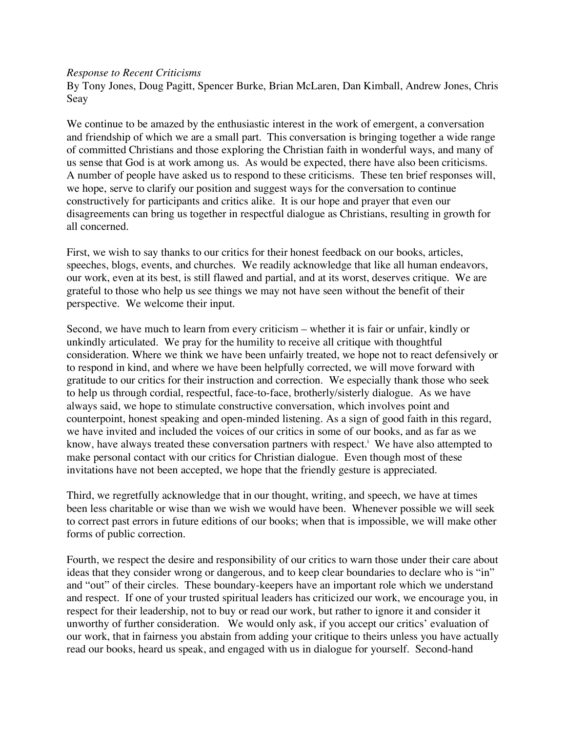*Response to Recent Criticisms*

By Tony Jones, Doug Pagitt, Spencer Burke, Brian McLaren, Dan Kimball, Andrew Jones, Chris Seay

We continue to be amazed by the enthusiastic interest in the work of emergent, a conversation and friendship of which we are a small part. This conversation is bringing together a wide range of committed Christians and those exploring the Christian faith in wonderful ways, and many of us sense that God is at work among us. As would be expected, there have also been criticisms. A number of people have asked us to respond to these criticisms. These ten brief responses will, we hope, serve to clarify our position and suggest ways for the conversation to continue constructively for participants and critics alike. It is our hope and prayer that even our disagreements can bring us together in respectful dialogue as Christians, resulting in growth for all concerned.

First, we wish to say thanks to our critics for their honest feedback on our books, articles, speeches, blogs, events, and churches. We readily acknowledge that like all human endeavors, our work, even at its best, is still flawed and partial, and at its worst, deserves critique. We are grateful to those who help us see things we may not have seen without the benefit of their perspective. We welcome their input.

Second, we have much to learn from every criticism – whether it is fair or unfair, kindly or unkindly articulated. We pray for the humility to receive all critique with thoughtful consideration. Where we think we have been unfairly treated, we hope not to react defensively or to respond in kind, and where we have been helpfully corrected, we will move forward with gratitude to our critics for their instruction and correction. We especially thank those who seek to help us through cordial, respectful, face-to-face, brotherly/sisterly dialogue. As we have always said, we hope to stimulate constructive conversation, which involves point and counterpoint, honest speaking and open-minded listening. As a sign of good faith in this regard, we have invited and included the voices of our critics in some of our books, and as far as we know, have always treated these conversation partners with respect.[i] We have also attempted to make personal contact with our critics for Christian dialogue. Even though most of these invitations have not been accepted, we hope that the friendly gesture is appreciated.

Third, we regretfully acknowledge that in our thought, writing, and speech, we have at times been less charitable or wise than we wish we would have been. Whenever possible we will seek to correct past errors in future editions of our books; when that is impossible, we will make other forms of public correction.

Fourth, we respect the desire and responsibility of our critics to warn those under their care about ideas that they consider wrong or dangerous, and to keep clear boundaries to declare who is "in" and "out" of their circles. These boundary-keepers have an important role which we understand and respect. If one of your trusted spiritual leaders has criticized our work, we encourage you, in respect for their leadership, not to buy or read our work, but rather to ignore it and consider it unworthy of further consideration. We would only ask, if you accept our critics' evaluation of our work, that in fairness you abstain from adding your critique to theirs unless you have actually read our books, heard us speak, and engaged with us in dialogue for yourself. Second-hand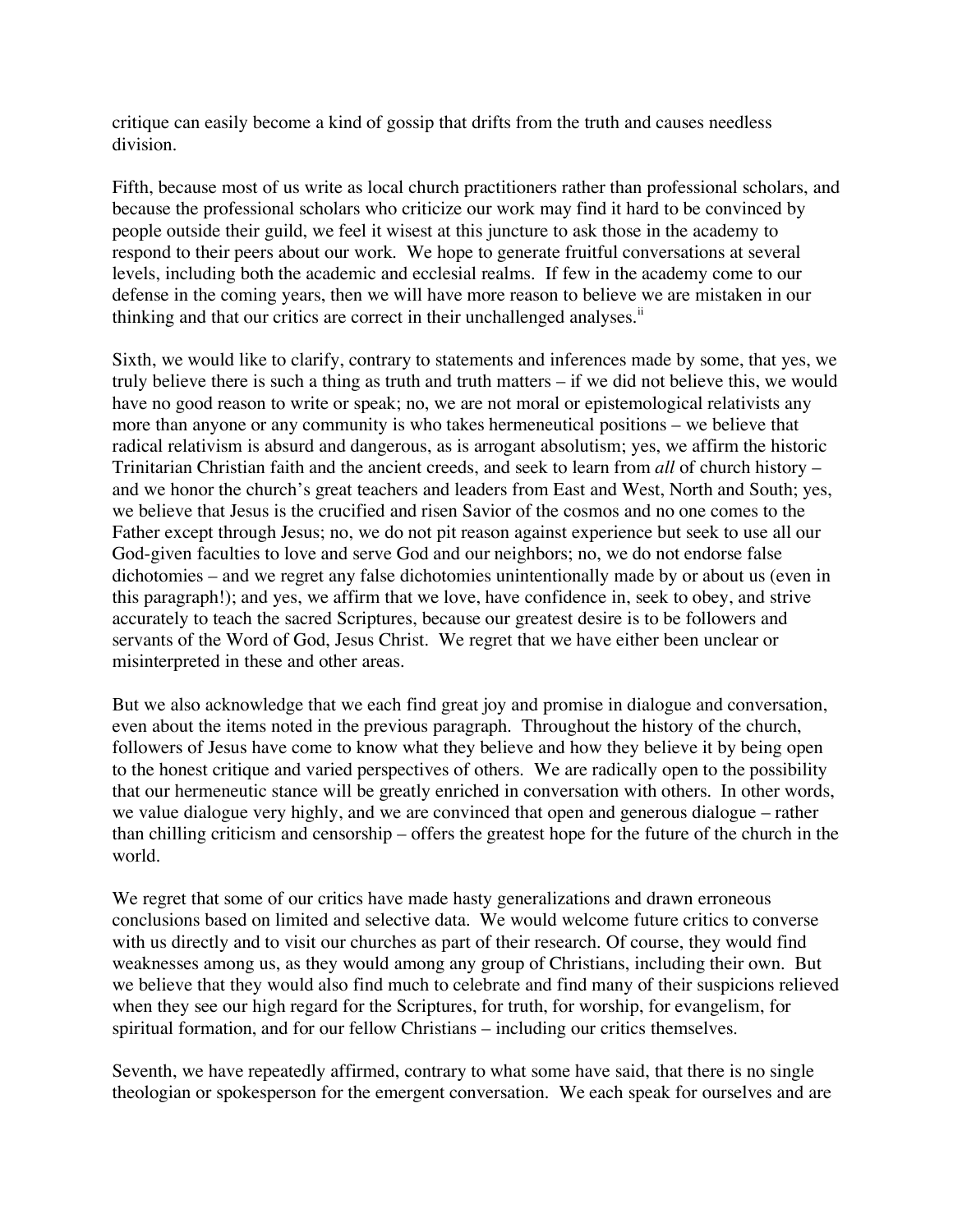critique can easily become a kind of gossip that drifts from the truth and causes needless division.

Fifth, because most of us write as local church practitioners rather than professional scholars, and because the professional scholars who criticize our work may find it hard to be convinced by people outside their guild, we feel it wisest at this juncture to ask those in the academy to respond to their peers about our work. We hope to generate fruitful conversations at several levels, including both the academic and ecclesial realms. If few in the academy come to our defense in the coming years, then we will have more reason to believe we are mistaken in our thinking and that our critics are correct in their unchallenged analyses.[ii]

Sixth, we would like to clarify, contrary to statements and inferences made by some, that yes, we truly believe there is such a thing as truth and truth matters – if we did not believe this, we would have no good reason to write or speak; no, we are not moral or epistemological relativists any more than anyone or any community is who takes hermeneutical positions – we believe that radical relativism is absurd and dangerous, as is arrogant absolutism; yes, we affirm the historic Trinitarian Christian faith and the ancient creeds, and seek to learn from *all* of church history – and we honor the church's great teachers and leaders from East and West, North and South; yes, we believe that Jesus is the crucified and risen Savior of the cosmos and no one comes to the Father except through Jesus; no, we do not pit reason against experience but seek to use all our God-given faculties to love and serve God and our neighbors; no, we do not endorse false dichotomies – and we regret any false dichotomies unintentionally made by or about us (even in this paragraph!); and yes, we affirm that we love, have confidence in, seek to obey, and strive accurately to teach the sacred Scriptures, because our greatest desire is to be followers and servants of the Word of God, Jesus Christ. We regret that we have either been unclear or misinterpreted in these and other areas.

But we also acknowledge that we each find great joy and promise in dialogue and conversation, even about the items noted in the previous paragraph. Throughout the history of the church, followers of Jesus have come to know what they believe and how they believe it by being open to the honest critique and varied perspectives of others. We are radically open to the possibility that our hermeneutic stance will be greatly enriched in conversation with others. In other words, we value dialogue very highly, and we are convinced that open and generous dialogue – rather than chilling criticism and censorship – offers the greatest hope for the future of the church in the world.

We regret that some of our critics have made hasty generalizations and drawn erroneous conclusions based on limited and selective data. We would welcome future critics to converse with us directly and to visit our churches as part of their research. Of course, they would find weaknesses among us, as they would among any group of Christians, including their own. But we believe that they would also find much to celebrate and find many of their suspicions relieved when they see our high regard for the Scriptures, for truth, for worship, for evangelism, for spiritual formation, and for our fellow Christians – including our critics themselves.

Seventh, we have repeatedly affirmed, contrary to what some have said, that there is no single theologian or spokesperson for the emergent conversation. We each speak for ourselves and are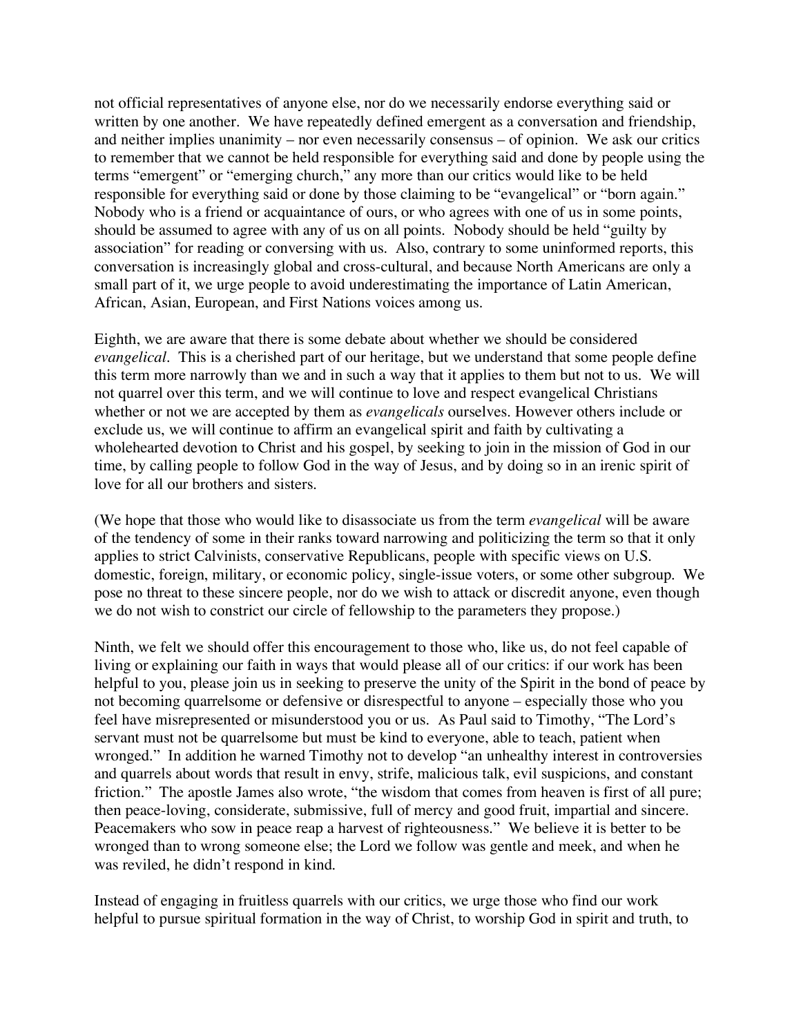not official representatives of anyone else, nor do we necessarily endorse everything said or written by one another. We have repeatedly defined emergent as a conversation and friendship, and neither implies unanimity – nor even necessarily consensus – of opinion. We ask our critics to remember that we cannot be held responsible for everything said and done by people using the terms "emergent" or "emerging church," any more than our critics would like to be held responsible for everything said or done by those claiming to be "evangelical" or "born again." Nobody who is a friend or acquaintance of ours, or who agrees with one of us in some points, should be assumed to agree with any of us on all points. Nobody should be held "guilty by association" for reading or conversing with us. Also, contrary to some uninformed reports, this conversation is increasingly global and cross-cultural, and because North Americans are only a small part of it, we urge people to avoid underestimating the importance of Latin American, African, Asian, European, and First Nations voices among us.

Eighth, we are aware that there is some debate about whether we should be considered *evangelical*. This is a cherished part of our heritage, but we understand that some people define this term more narrowly than we and in such a way that it applies to them but not to us. We will not quarrel over this term, and we will continue to love and respect evangelical Christians whether or not we are accepted by them as *evangelicals* ourselves. However others include or exclude us, we will continue to affirm an evangelical spirit and faith by cultivating a wholehearted devotion to Christ and his gospel, by seeking to join in the mission of God in our time, by calling people to follow God in the way of Jesus, and by doing so in an irenic spirit of love for all our brothers and sisters.

(We hope that those who would like to disassociate us from the term *evangelical* will be aware of the tendency of some in their ranks toward narrowing and politicizing the term so that it only applies to strict Calvinists, conservative Republicans, people with specific views on U.S. domestic, foreign, military, or economic policy, single-issue voters, or some other subgroup. We pose no threat to these sincere people, nor do we wish to attack or discredit anyone, even though we do not wish to constrict our circle of fellowship to the parameters they propose.)

Ninth, we felt we should offer this encouragement to those who, like us, do not feel capable of living or explaining our faith in ways that would please all of our critics: if our work has been helpful to you, please join us in seeking to preserve the unity of the Spirit in the bond of peace by not becoming quarrelsome or defensive or disrespectful to anyone – especially those who you feel have misrepresented or misunderstood you or us. As Paul said to Timothy, "The Lord's servant must not be quarrelsome but must be kind to everyone, able to teach, patient when wronged." In addition he warned Timothy not to develop "an unhealthy interest in controversies and quarrels about words that result in envy, strife, malicious talk, evil suspicions, and constant friction." The apostle James also wrote, "the wisdom that comes from heaven is first of all pure; then peace-loving, considerate, submissive, full of mercy and good fruit, impartial and sincere. Peacemakers who sow in peace reap a harvest of righteousness." We believe it is better to be wronged than to wrong someone else; the Lord we follow was gentle and meek, and when he was reviled, he didn't respond in kind.

Instead of engaging in fruitless quarrels with our critics, we urge those who find our work helpful to pursue spiritual formation in the way of Christ, to worship God in spirit and truth, to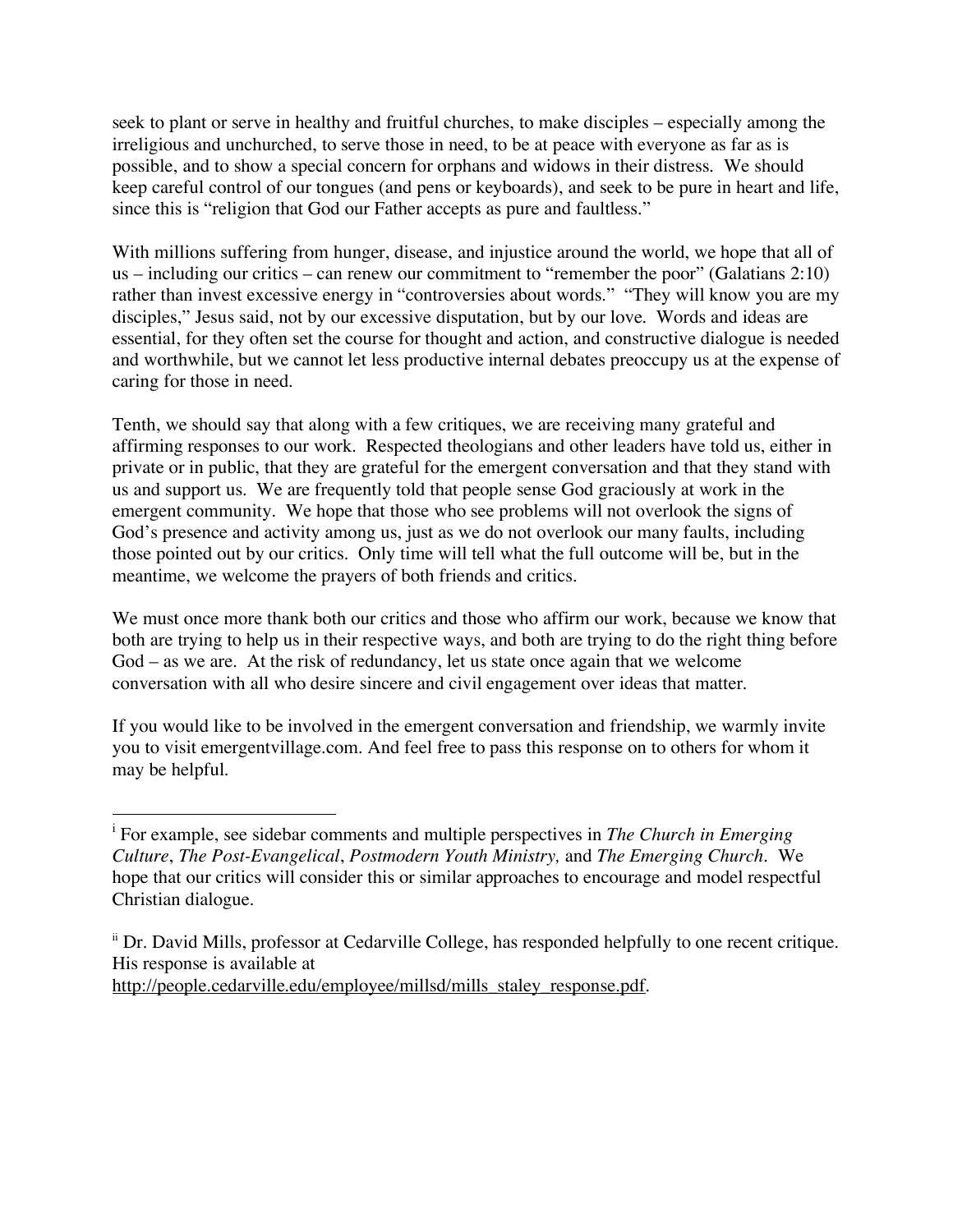seek to plant or serve in healthy and fruitful churches, to make disciples – especially among the irreligious and unchurched, to serve those in need, to be at peace with everyone as far as is possible, and to show a special concern for orphans and widows in their distress. We should keep careful control of our tongues (and pens or keyboards), and seek to be pure in heart and life, since this is "religion that God our Father accepts as pure and faultless."

With millions suffering from hunger, disease, and injustice around the world, we hope that all of us – including our critics – can renew our commitment to "remember the poor" (Galatians 2:10) rather than invest excessive energy in "controversies about words." "They will know you are my disciples," Jesus said, not by our excessive disputation, but by our love. Words and ideas are essential, for they often set the course for thought and action, and constructive dialogue is needed and worthwhile, but we cannot let less productive internal debates preoccupy us at the expense of caring for those in need.

Tenth, we should say that along with a few critiques, we are receiving many grateful and affirming responses to our work. Respected theologians and other leaders have told us, either in private or in public, that they are grateful for the emergent conversation and that they stand with us and support us. We are frequently told that people sense God graciously at work in the emergent community. We hope that those who see problems will not overlook the signs of God's presence and activity among us, just as we do not overlook our many faults, including those pointed out by our critics. Only time will tell what the full outcome will be, but in the meantime, we welcome the prayers of both friends and critics.

We must once more thank both our critics and those who affirm our work, because we know that both are trying to help us in their respective ways, and both are trying to do the right thing before God – as we are. At the risk of redundancy, let us state once again that we welcome conversation with all who desire sincere and civil engagement over ideas that matter.

If you would like to be involved in the emergent conversation and friendship, we warmly invite you to visit emergentvillage.com. And feel free to pass this response on to others for whom it may be helpful.

---

[i] For example, see sidebar comments and multiple perspectives in *The Church in Emerging Culture*, *The Post-Evangelical*, *Postmodern Youth Ministry,* and *The Emerging Church*. We hope that our critics will consider this or similar approaches to encourage and model respectful Christian dialogue.

[ii] Dr. David Mills, professor at Cedarville College, has responded helpfully to one recent critique. His response is available at http://people.cedarville.edu/employee/millsd/mills_staley_response.pdf.